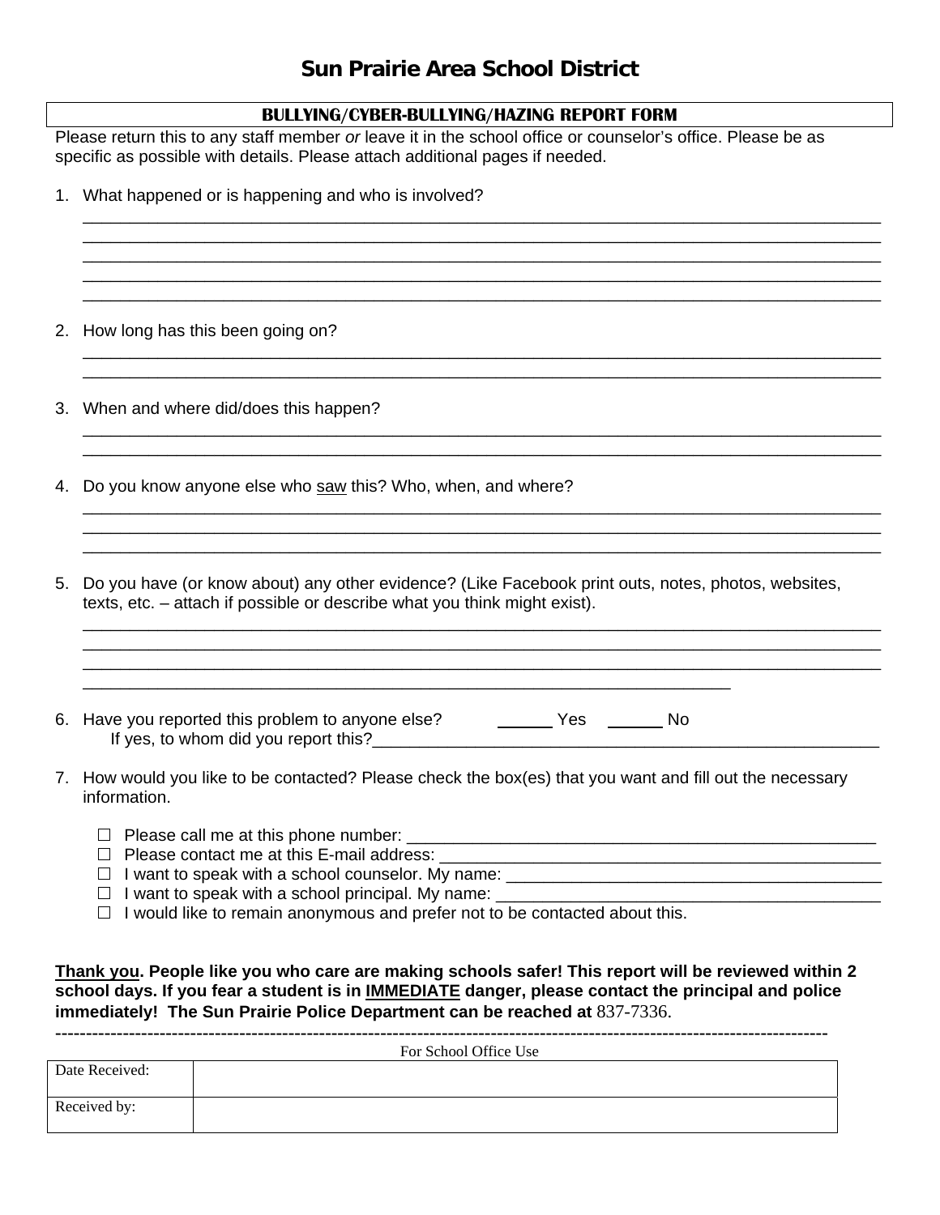# Sun Prairie Area School District

## BULLYING/CYBER-BULLYING/HAZING REPORT FORM

Please return this to any staff member *or* leave it in the school office or counselor's office. Please be as specific as possible with details. Please attach additional pages if needed.

1. What happened or is happening and who is involved?

   ______________________________________________________________________________
   ______________________________________________________________________________
   ______________________________________________________________________________
   ______________________________________________________________________________
   ______________________________________________________________________________

2. How long has this been going on?

   ______________________________________________________________________________
   ______________________________________________________________________________

3. When and where did/does this happen?

   ______________________________________________________________________________
   ______________________________________________________________________________

4. Do you know anyone else who <u>saw</u> this? Who, when, and where?

   ______________________________________________________________________________
   ______________________________________________________________________________
   ______________________________________________________________________________

5. Do you have (or know about) any other evidence? (Like Facebook print outs, notes, photos, websites, texts, etc. – attach if possible or describe what you think might exist).

   ______________________________________________________________________________
   ______________________________________________________________________________
   ______________________________________________________________________________
   _________________________________________________________________

6. Have you reported this problem to anyone else? ______ Yes ______ No

   If yes, to whom did you report this?_____________________________________________________

7. How would you like to be contacted? Please check the box(es) that you want and fill out the necessary information.

   - ☐ Please call me at this phone number: _____________________________________________
   - ☐ Please contact me at this E-mail address: __________________________________________
   - ☐ I want to speak with a school counselor. My name: ___________________________________
   - ☐ I want to speak with a school principal. My name: ____________________________________
   - ☐ I would like to remain anonymous and prefer not to be contacted about this.

**<u>Thank you</u>. People like you who care are making schools safer! This report will be reviewed within 2 school days. If you fear a student is in <u>IMMEDIATE</u> danger, please contact the principal and police immediately! The Sun Prairie Police Department can be reached at** 837-7336.

---

For School Office Use

| Date Received: | |
|---|---|
| Received by: | |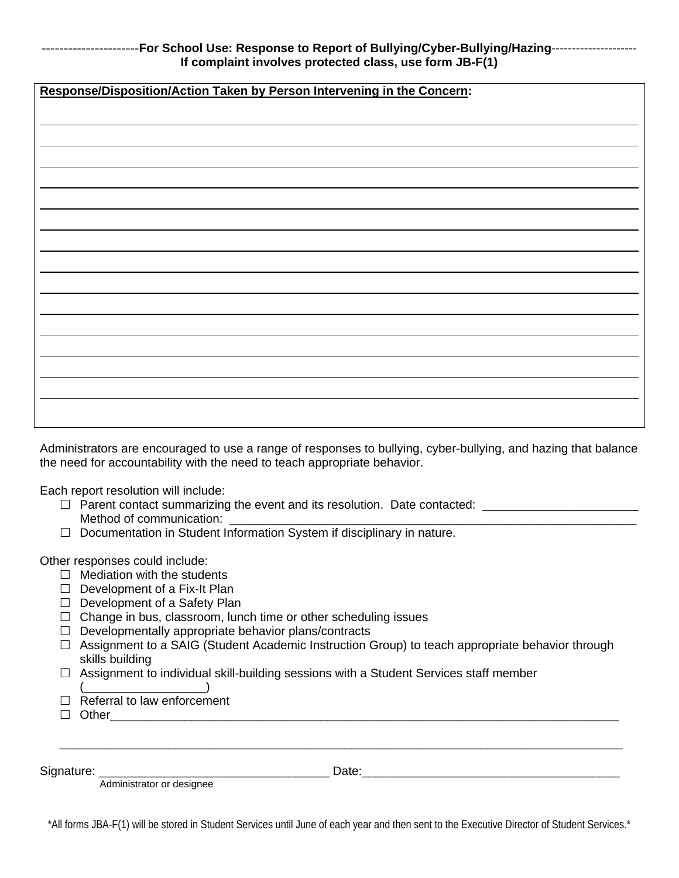----------------------**For School Use: Response to Report of Bullying/Cyber-Bullying/Hazing**--------------------
**If complaint involves protected class, use form JB-F(1)**

**Response/Disposition/Action Taken by Person Intervening in the Concern:**

_______________________________________________________________________________

_______________________________________________________________________________

_______________________________________________________________________________

_______________________________________________________________________________

_______________________________________________________________________________

_______________________________________________________________________________

_______________________________________________________________________________

_______________________________________________________________________________

_______________________________________________________________________________

_______________________________________________________________________________

_______________________________________________________________________________

_______________________________________________________________________________

_______________________________________________________________________________

_______________________________________________________________________________

Administrators are encouraged to use a range of responses to bullying, cyber-bullying, and hazing that balance the need for accountability with the need to teach appropriate behavior.

Each report resolution will include:

- ☐ Parent contact summarizing the event and its resolution. Date contacted: ______________________
  Method of communication: ____________________________________________________________
- ☐ Documentation in Student Information System if disciplinary in nature.

Other responses could include:

- ☐ Mediation with the students
- ☐ Development of a Fix-It Plan
- ☐ Development of a Safety Plan
- ☐ Change in bus, classroom, lunch time or other scheduling issues
- ☐ Developmentally appropriate behavior plans/contracts
- ☐ Assignment to a SAIG (Student Academic Instruction Group) to teach appropriate behavior through skills building
- ☐ Assignment to individual skill-building sessions with a Student Services staff member (_________________)
- ☐ Referral to law enforcement
- ☐ Other___________________________________________________________________________

_______________________________________________________________________________

Signature: _________________________________ Date:_____________________________________
Administrator or designee

*All forms JBA-F(1) will be stored in Student Services until June of each year and then sent to the Executive Director of Student Services.*